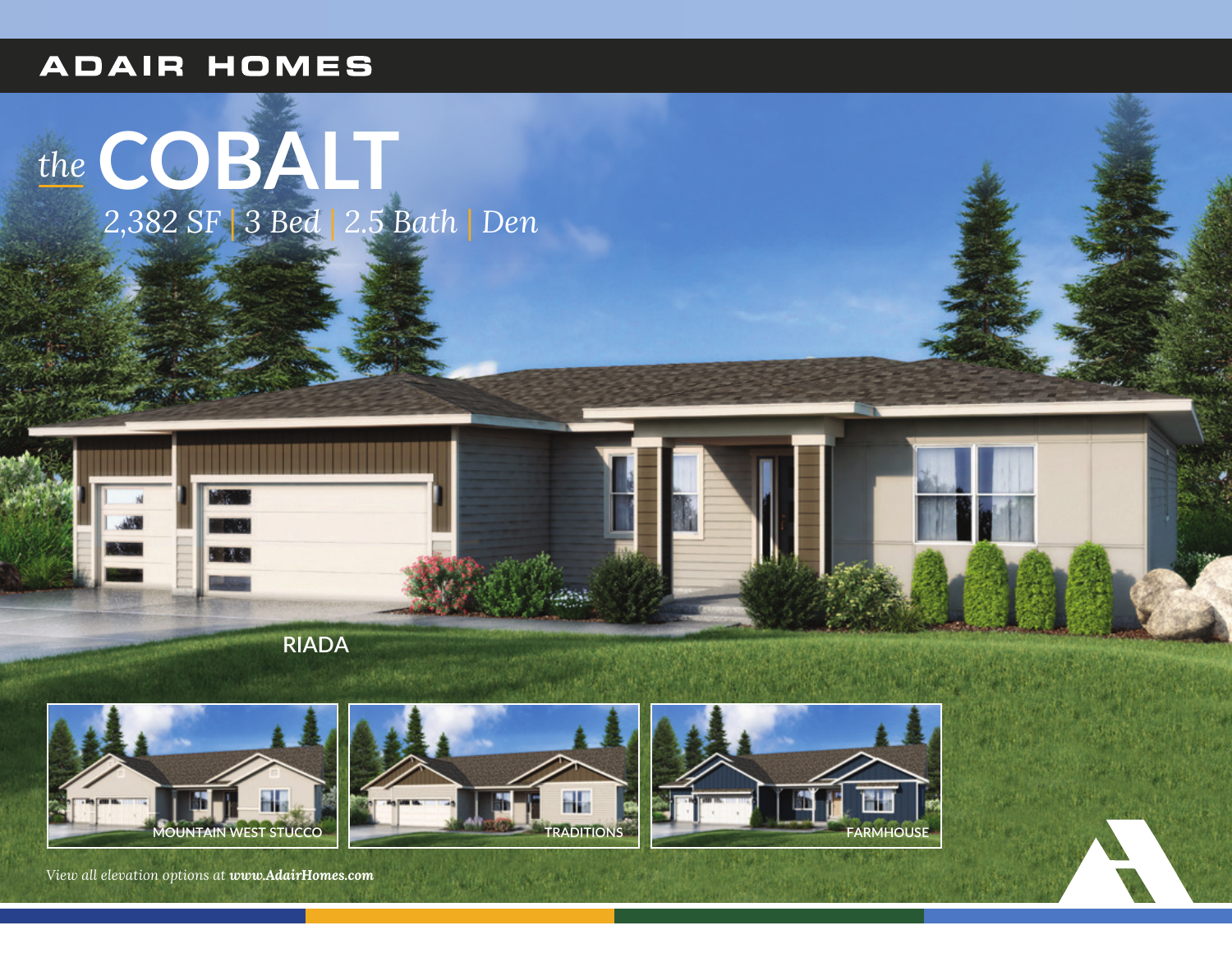ADAIR HOMES

# *the* COBALT

*2,382 SF | 3 Bed | 2.5 Bath | Den*

RIADA

MOUNTAIN WEST STUCCO

TRADITIONS

FARMHOUSE

*View all elevation options at **www.AdairHomes.com***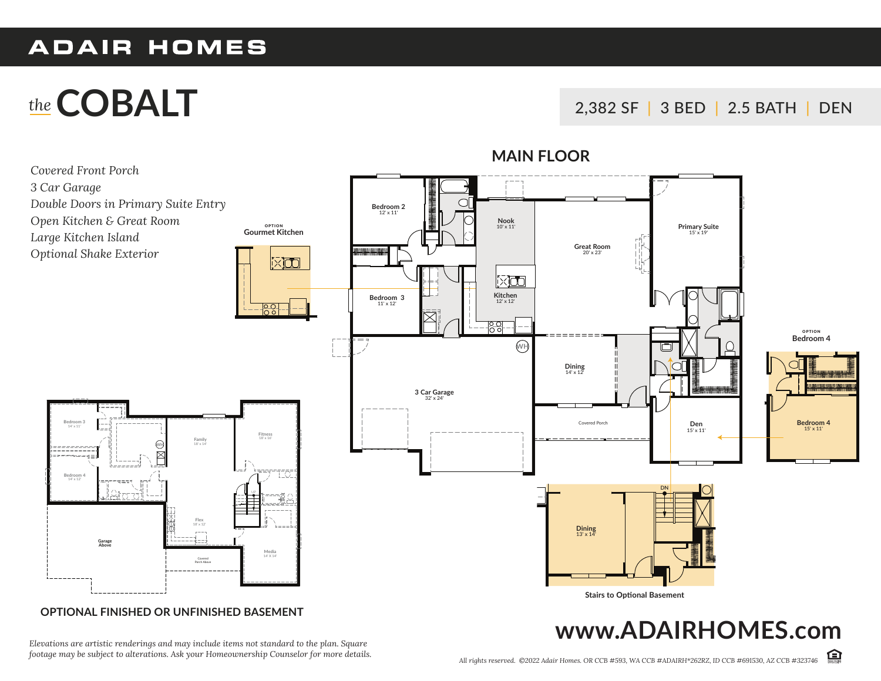ADAIR HOMES

# the COBALT

2,382 SF | 3 BED | 2.5 BATH | DEN

*Covered Front Porch*
*3 Car Garage*
*Double Doors in Primary Suite Entry*
*Open Kitchen & Great Room*
*Large Kitchen Island*
*Optional Shake Exterior*

## MAIN FLOOR

OPTION
Gourmet Kitchen

Bedroom 2
12' x 11'

Nook
10' x 11'

Great Room
20' x 23'

Primary Suite
15' x 19'

Bedroom 3
11' x 12'

Kitchen
12' x 12'

WH

3 Car Garage
32' x 24'

Dining
14' x 12'

Covered Porch

Den
15' x 11'

OPTION
Bedroom 4

Bedroom 4
15' x 11'

DN

Dining
13' x 14'

Stairs to Optional Basement

Bedroom 3
14' x 11'

Family
18' x 14'

Fitness
18' x 16'

WH

Bedroom 4
14' x 12'

UP

Flex
18' x 12'

Garage Above

Covered Porch Above

Media
14' X 14'

**OPTIONAL FINISHED OR UNFINISHED BASEMENT**

*Elevations are artistic renderings and may include items not standard to the plan. Square footage may be subject to alterations. Ask your Homeownership Counselor for more details.*

**www.ADAIRHOMES.com**

*All rights reserved. ©2022 Adair Homes. OR CCB #593, WA CCB #ADAIRH*262RZ, ID CCB #691530, AZ CCB #323746*